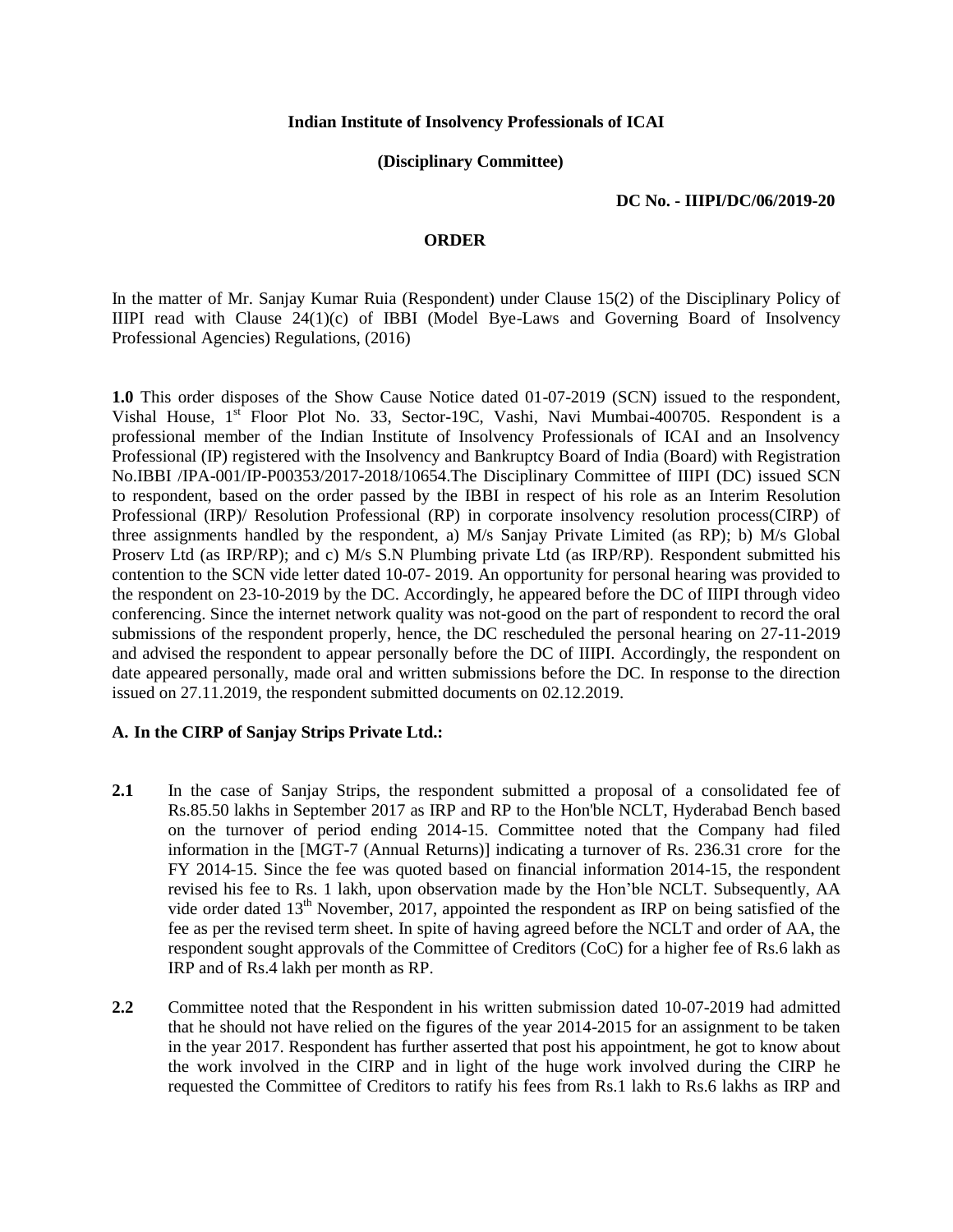**Indian Institute of Insolvency Professionals of ICAI**

**(Disciplinary Committee)**

**DC No. - IIIPI/DC/06/2019-20**

**ORDER**

In the matter of Mr. Sanjay Kumar Ruia (Respondent) under Clause 15(2) of the Disciplinary Policy of IIIPI read with Clause 24(1)(c) of IBBI (Model Bye-Laws and Governing Board of Insolvency Professional Agencies) Regulations, (2016)

**1.0** This order disposes of the Show Cause Notice dated 01-07-2019 (SCN) issued to the respondent, Vishal House, 1st Floor Plot No. 33, Sector-19C, Vashi, Navi Mumbai-400705. Respondent is a professional member of the Indian Institute of Insolvency Professionals of ICAI and an Insolvency Professional (IP) registered with the Insolvency and Bankruptcy Board of India (Board) with Registration No.IBBI /IPA-001/IP-P00353/2017-2018/10654.The Disciplinary Committee of IIIPI (DC) issued SCN to respondent, based on the order passed by the IBBI in respect of his role as an Interim Resolution Professional (IRP)/ Resolution Professional (RP) in corporate insolvency resolution process(CIRP) of three assignments handled by the respondent, a) M/s Sanjay Private Limited (as RP); b) M/s Global Proserv Ltd (as IRP/RP); and c) M/s S.N Plumbing private Ltd (as IRP/RP). Respondent submitted his contention to the SCN vide letter dated 10-07- 2019. An opportunity for personal hearing was provided to the respondent on 23-10-2019 by the DC. Accordingly, he appeared before the DC of IIIPI through video conferencing. Since the internet network quality was not-good on the part of respondent to record the oral submissions of the respondent properly, hence, the DC rescheduled the personal hearing on 27-11-2019 and advised the respondent to appear personally before the DC of IIIPI. Accordingly, the respondent on date appeared personally, made oral and written submissions before the DC. In response to the direction issued on 27.11.2019, the respondent submitted documents on 02.12.2019.

**A. In the CIRP of Sanjay Strips Private Ltd.:**

**2.1** In the case of Sanjay Strips, the respondent submitted a proposal of a consolidated fee of Rs.85.50 lakhs in September 2017 as IRP and RP to the Hon'ble NCLT, Hyderabad Bench based on the turnover of period ending 2014-15. Committee noted that the Company had filed information in the [MGT-7 (Annual Returns)] indicating a turnover of Rs. 236.31 crore for the FY 2014-15. Since the fee was quoted based on financial information 2014-15, the respondent revised his fee to Rs. 1 lakh, upon observation made by the Hon'ble NCLT. Subsequently, AA vide order dated 13th November, 2017, appointed the respondent as IRP on being satisfied of the fee as per the revised term sheet. In spite of having agreed before the NCLT and order of AA, the respondent sought approvals of the Committee of Creditors (CoC) for a higher fee of Rs.6 lakh as IRP and of Rs.4 lakh per month as RP.

**2.2** Committee noted that the Respondent in his written submission dated 10-07-2019 had admitted that he should not have relied on the figures of the year 2014-2015 for an assignment to be taken in the year 2017. Respondent has further asserted that post his appointment, he got to know about the work involved in the CIRP and in light of the huge work involved during the CIRP he requested the Committee of Creditors to ratify his fees from Rs.1 lakh to Rs.6 lakhs as IRP and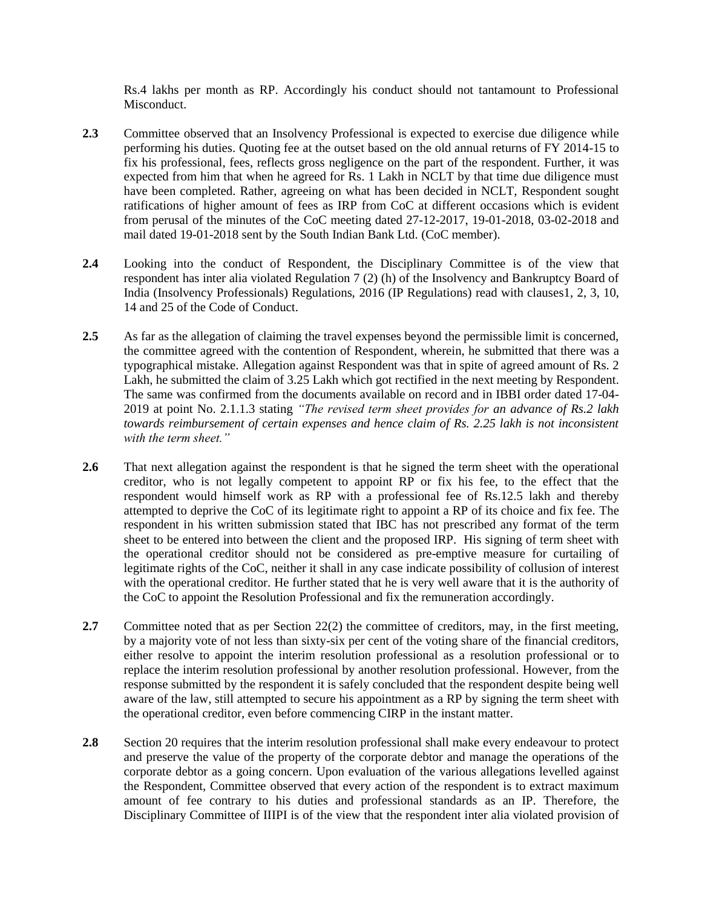Rs.4 lakhs per month as RP. Accordingly his conduct should not tantamount to Professional Misconduct.

**2.3** Committee observed that an Insolvency Professional is expected to exercise due diligence while performing his duties. Quoting fee at the outset based on the old annual returns of FY 2014-15 to fix his professional, fees, reflects gross negligence on the part of the respondent. Further, it was expected from him that when he agreed for Rs. 1 Lakh in NCLT by that time due diligence must have been completed. Rather, agreeing on what has been decided in NCLT, Respondent sought ratifications of higher amount of fees as IRP from CoC at different occasions which is evident from perusal of the minutes of the CoC meeting dated 27-12-2017, 19-01-2018, 03-02-2018 and mail dated 19-01-2018 sent by the South Indian Bank Ltd. (CoC member).

**2.4** Looking into the conduct of Respondent, the Disciplinary Committee is of the view that respondent has inter alia violated Regulation 7 (2) (h) of the Insolvency and Bankruptcy Board of India (Insolvency Professionals) Regulations, 2016 (IP Regulations) read with clauses1, 2, 3, 10, 14 and 25 of the Code of Conduct.

**2.5** As far as the allegation of claiming the travel expenses beyond the permissible limit is concerned, the committee agreed with the contention of Respondent, wherein, he submitted that there was a typographical mistake. Allegation against Respondent was that in spite of agreed amount of Rs. 2 Lakh, he submitted the claim of 3.25 Lakh which got rectified in the next meeting by Respondent. The same was confirmed from the documents available on record and in IBBI order dated 17-04-2019 at point No. 2.1.1.3 stating *"The revised term sheet provides for an advance of Rs.2 lakh towards reimbursement of certain expenses and hence claim of Rs. 2.25 lakh is not inconsistent with the term sheet."*

**2.6** That next allegation against the respondent is that he signed the term sheet with the operational creditor, who is not legally competent to appoint RP or fix his fee, to the effect that the respondent would himself work as RP with a professional fee of Rs.12.5 lakh and thereby attempted to deprive the CoC of its legitimate right to appoint a RP of its choice and fix fee. The respondent in his written submission stated that IBC has not prescribed any format of the term sheet to be entered into between the client and the proposed IRP. His signing of term sheet with the operational creditor should not be considered as pre-emptive measure for curtailing of legitimate rights of the CoC, neither it shall in any case indicate possibility of collusion of interest with the operational creditor. He further stated that he is very well aware that it is the authority of the CoC to appoint the Resolution Professional and fix the remuneration accordingly.

**2.7** Committee noted that as per Section 22(2) the committee of creditors, may, in the first meeting, by a majority vote of not less than sixty-six per cent of the voting share of the financial creditors, either resolve to appoint the interim resolution professional as a resolution professional or to replace the interim resolution professional by another resolution professional. However, from the response submitted by the respondent it is safely concluded that the respondent despite being well aware of the law, still attempted to secure his appointment as a RP by signing the term sheet with the operational creditor, even before commencing CIRP in the instant matter.

**2.8** Section 20 requires that the interim resolution professional shall make every endeavour to protect and preserve the value of the property of the corporate debtor and manage the operations of the corporate debtor as a going concern. Upon evaluation of the various allegations levelled against the Respondent, Committee observed that every action of the respondent is to extract maximum amount of fee contrary to his duties and professional standards as an IP. Therefore, the Disciplinary Committee of IIIPI is of the view that the respondent inter alia violated provision of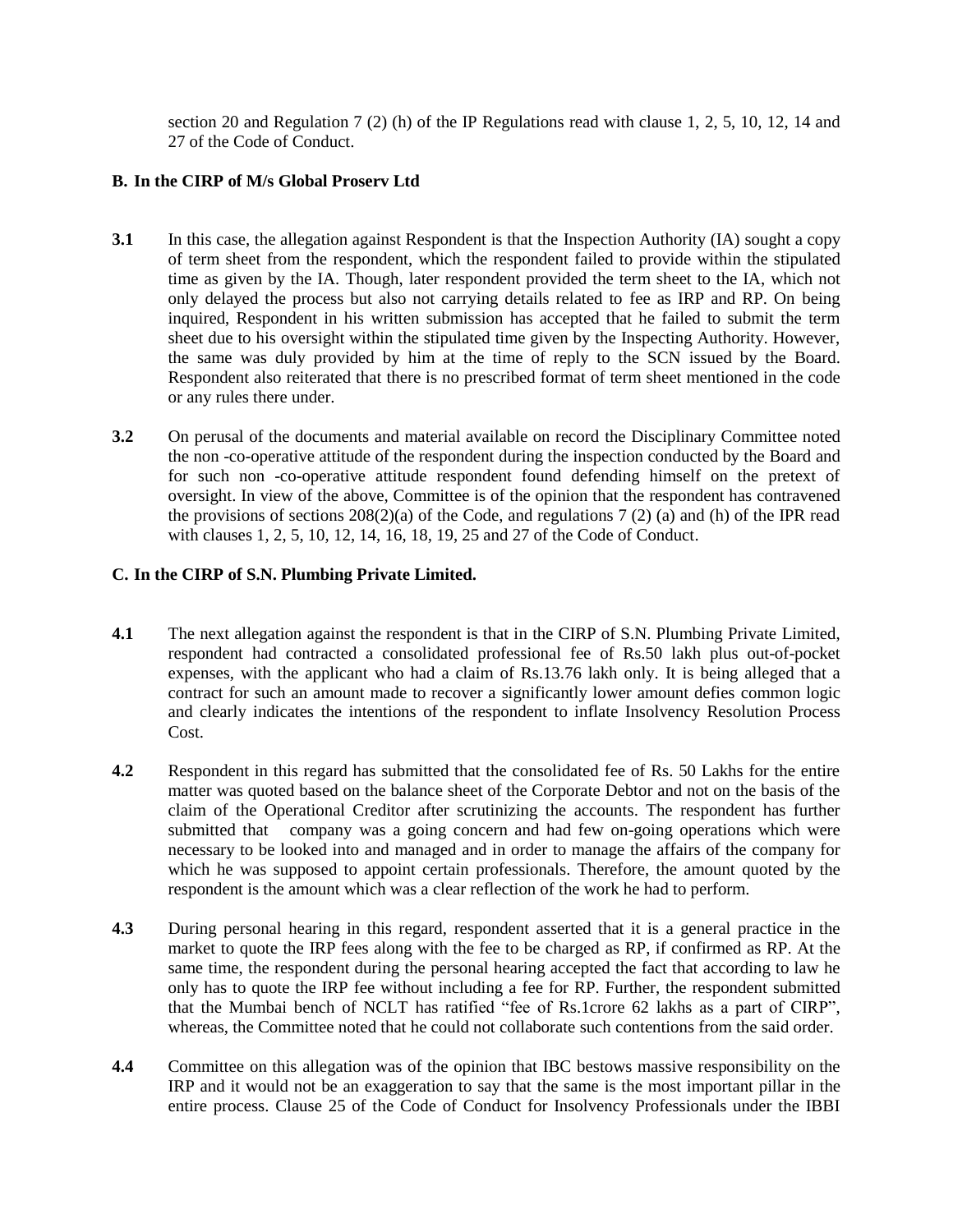section 20 and Regulation 7 (2) (h) of the IP Regulations read with clause 1, 2, 5, 10, 12, 14 and 27 of the Code of Conduct.

**B. In the CIRP of M/s Global Proserv Ltd**

**3.1** In this case, the allegation against Respondent is that the Inspection Authority (IA) sought a copy of term sheet from the respondent, which the respondent failed to provide within the stipulated time as given by the IA. Though, later respondent provided the term sheet to the IA, which not only delayed the process but also not carrying details related to fee as IRP and RP. On being inquired, Respondent in his written submission has accepted that he failed to submit the term sheet due to his oversight within the stipulated time given by the Inspecting Authority. However, the same was duly provided by him at the time of reply to the SCN issued by the Board. Respondent also reiterated that there is no prescribed format of term sheet mentioned in the code or any rules there under.

**3.2** On perusal of the documents and material available on record the Disciplinary Committee noted the non -co-operative attitude of the respondent during the inspection conducted by the Board and for such non -co-operative attitude respondent found defending himself on the pretext of oversight. In view of the above, Committee is of the opinion that the respondent has contravened the provisions of sections 208(2)(a) of the Code, and regulations 7 (2) (a) and (h) of the IPR read with clauses 1, 2, 5, 10, 12, 14, 16, 18, 19, 25 and 27 of the Code of Conduct.

**C. In the CIRP of S.N. Plumbing Private Limited.**

**4.1** The next allegation against the respondent is that in the CIRP of S.N. Plumbing Private Limited, respondent had contracted a consolidated professional fee of Rs.50 lakh plus out-of-pocket expenses, with the applicant who had a claim of Rs.13.76 lakh only. It is being alleged that a contract for such an amount made to recover a significantly lower amount defies common logic and clearly indicates the intentions of the respondent to inflate Insolvency Resolution Process Cost.

**4.2** Respondent in this regard has submitted that the consolidated fee of Rs. 50 Lakhs for the entire matter was quoted based on the balance sheet of the Corporate Debtor and not on the basis of the claim of the Operational Creditor after scrutinizing the accounts. The respondent has further submitted that company was a going concern and had few on-going operations which were necessary to be looked into and managed and in order to manage the affairs of the company for which he was supposed to appoint certain professionals. Therefore, the amount quoted by the respondent is the amount which was a clear reflection of the work he had to perform.

**4.3** During personal hearing in this regard, respondent asserted that it is a general practice in the market to quote the IRP fees along with the fee to be charged as RP, if confirmed as RP. At the same time, the respondent during the personal hearing accepted the fact that according to law he only has to quote the IRP fee without including a fee for RP. Further, the respondent submitted that the Mumbai bench of NCLT has ratified "fee of Rs.1crore 62 lakhs as a part of CIRP", whereas, the Committee noted that he could not collaborate such contentions from the said order.

**4.4** Committee on this allegation was of the opinion that IBC bestows massive responsibility on the IRP and it would not be an exaggeration to say that the same is the most important pillar in the entire process. Clause 25 of the Code of Conduct for Insolvency Professionals under the IBBI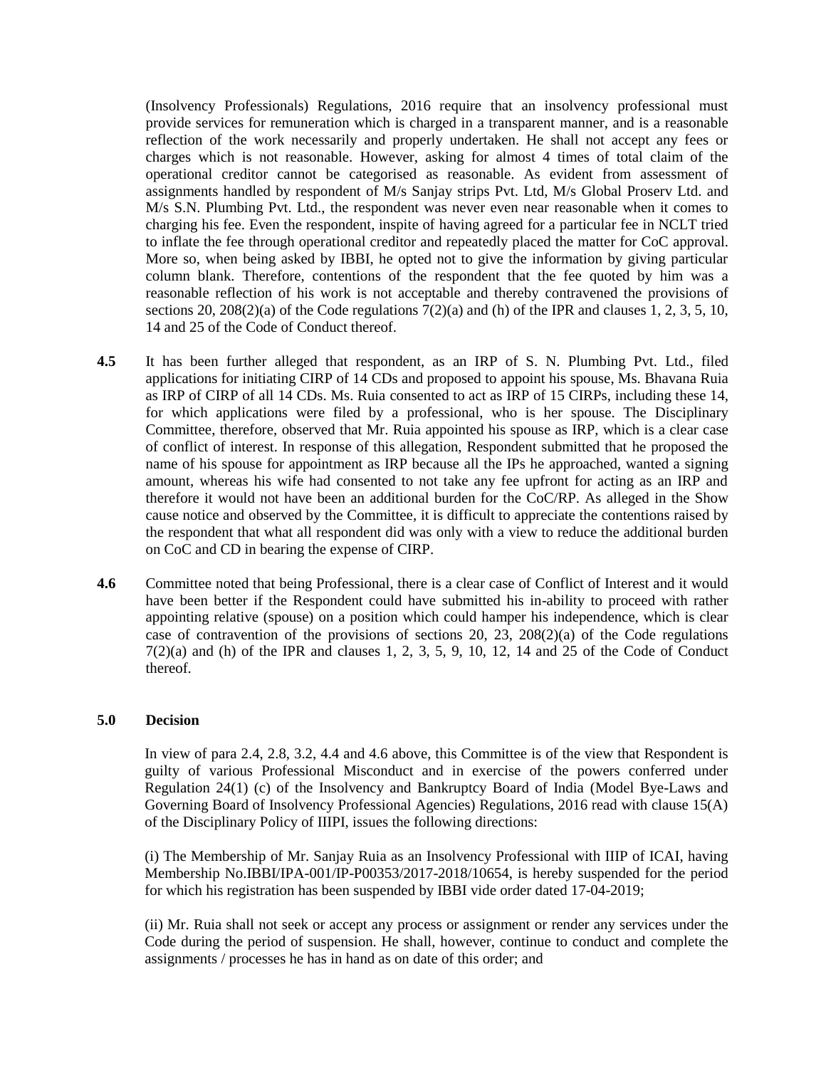(Insolvency Professionals) Regulations, 2016 require that an insolvency professional must provide services for remuneration which is charged in a transparent manner, and is a reasonable reflection of the work necessarily and properly undertaken. He shall not accept any fees or charges which is not reasonable. However, asking for almost 4 times of total claim of the operational creditor cannot be categorised as reasonable. As evident from assessment of assignments handled by respondent of M/s Sanjay strips Pvt. Ltd, M/s Global Proserv Ltd. and M/s S.N. Plumbing Pvt. Ltd., the respondent was never even near reasonable when it comes to charging his fee. Even the respondent, inspite of having agreed for a particular fee in NCLT tried to inflate the fee through operational creditor and repeatedly placed the matter for CoC approval. More so, when being asked by IBBI, he opted not to give the information by giving particular column blank. Therefore, contentions of the respondent that the fee quoted by him was a reasonable reflection of his work is not acceptable and thereby contravened the provisions of sections 20, 208(2)(a) of the Code regulations 7(2)(a) and (h) of the IPR and clauses 1, 2, 3, 5, 10, 14 and 25 of the Code of Conduct thereof.

**4.5** It has been further alleged that respondent, as an IRP of S. N. Plumbing Pvt. Ltd., filed applications for initiating CIRP of 14 CDs and proposed to appoint his spouse, Ms. Bhavana Ruia as IRP of CIRP of all 14 CDs. Ms. Ruia consented to act as IRP of 15 CIRPs, including these 14, for which applications were filed by a professional, who is her spouse. The Disciplinary Committee, therefore, observed that Mr. Ruia appointed his spouse as IRP, which is a clear case of conflict of interest. In response of this allegation, Respondent submitted that he proposed the name of his spouse for appointment as IRP because all the IPs he approached, wanted a signing amount, whereas his wife had consented to not take any fee upfront for acting as an IRP and therefore it would not have been an additional burden for the CoC/RP. As alleged in the Show cause notice and observed by the Committee, it is difficult to appreciate the contentions raised by the respondent that what all respondent did was only with a view to reduce the additional burden on CoC and CD in bearing the expense of CIRP.

**4.6** Committee noted that being Professional, there is a clear case of Conflict of Interest and it would have been better if the Respondent could have submitted his in-ability to proceed with rather appointing relative (spouse) on a position which could hamper his independence, which is clear case of contravention of the provisions of sections 20, 23, 208(2)(a) of the Code regulations 7(2)(a) and (h) of the IPR and clauses 1, 2, 3, 5, 9, 10, 12, 14 and 25 of the Code of Conduct thereof.

## 5.0 Decision

In view of para 2.4, 2.8, 3.2, 4.4 and 4.6 above, this Committee is of the view that Respondent is guilty of various Professional Misconduct and in exercise of the powers conferred under Regulation 24(1) (c) of the Insolvency and Bankruptcy Board of India (Model Bye-Laws and Governing Board of Insolvency Professional Agencies) Regulations, 2016 read with clause 15(A) of the Disciplinary Policy of IIIPI, issues the following directions:

(i) The Membership of Mr. Sanjay Ruia as an Insolvency Professional with IIIP of ICAI, having Membership No.IBBI/IPA-001/IP-P00353/2017-2018/10654, is hereby suspended for the period for which his registration has been suspended by IBBI vide order dated 17-04-2019;

(ii) Mr. Ruia shall not seek or accept any process or assignment or render any services under the Code during the period of suspension. He shall, however, continue to conduct and complete the assignments / processes he has in hand as on date of this order; and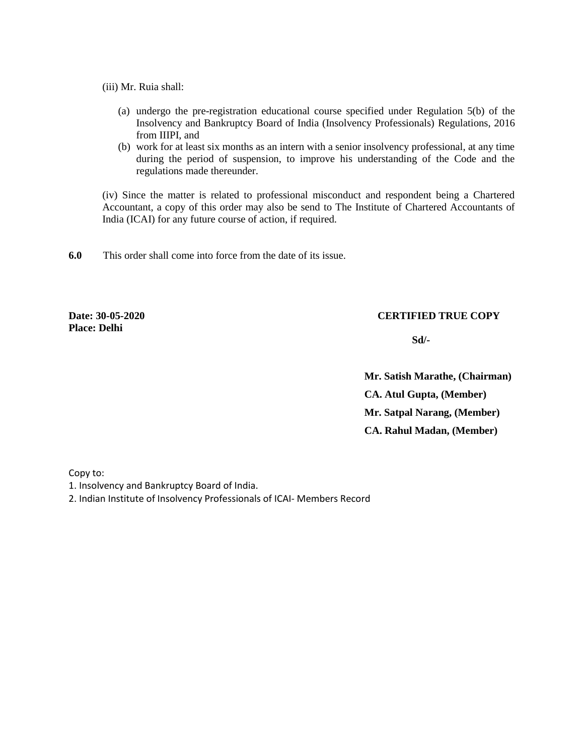(iii) Mr. Ruia shall:

(a) undergo the pre-registration educational course specified under Regulation 5(b) of the Insolvency and Bankruptcy Board of India (Insolvency Professionals) Regulations, 2016 from IIIPI, and

(b) work for at least six months as an intern with a senior insolvency professional, at any time during the period of suspension, to improve his understanding of the Code and the regulations made thereunder.

(iv) Since the matter is related to professional misconduct and respondent being a Chartered Accountant, a copy of this order may also be send to The Institute of Chartered Accountants of India (ICAI) for any future course of action, if required.

**6.0** This order shall come into force from the date of its issue.

**Date: 30-05-2020**
**Place: Delhi**

**CERTIFIED TRUE COPY**

**Sd/-**

**Mr. Satish Marathe, (Chairman)**

**CA. Atul Gupta, (Member)**

**Mr. Satpal Narang, (Member)**

**CA. Rahul Madan, (Member)**

Copy to:

1. Insolvency and Bankruptcy Board of India.
2. Indian Institute of Insolvency Professionals of ICAI- Members Record